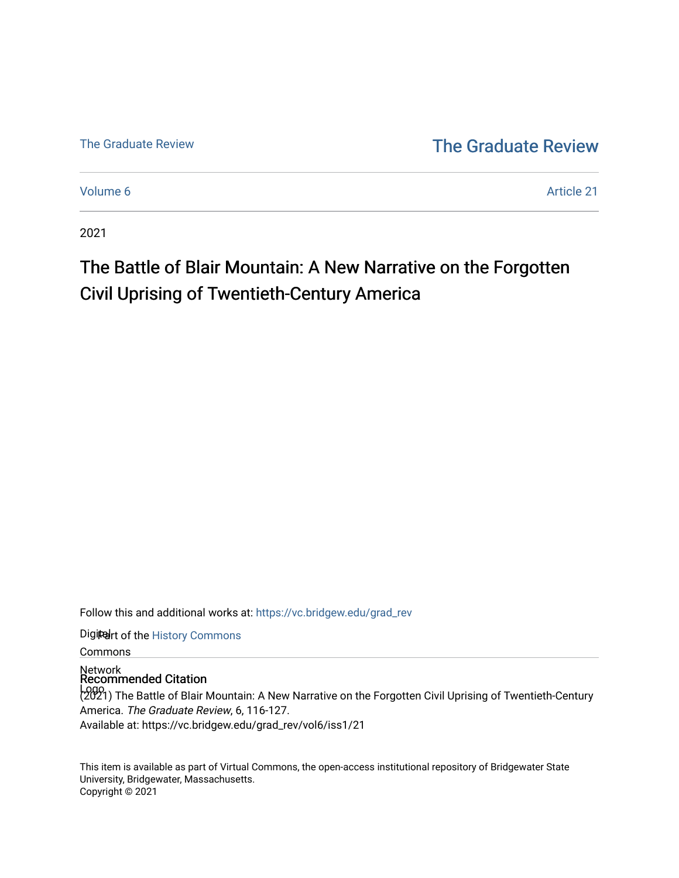The Graduate Review

The Graduate Review

Volume 6 Article 21

2021

# The Battle of Blair Mountain: A New Narrative on the Forgotten Civil Uprising of Twentieth-Century America

Follow this and additional works at: https://vc.bridgew.edu/grad_rev

Part of the History Commons

## Recommended Citation

(2021) The Battle of Blair Mountain: A New Narrative on the Forgotten Civil Uprising of Twentieth-Century America. *The Graduate Review*, 6, 116-127.
Available at: https://vc.bridgew.edu/grad_rev/vol6/iss1/21

This item is available as part of Virtual Commons, the open-access institutional repository of Bridgewater State University, Bridgewater, Massachusetts.
Copyright © 2021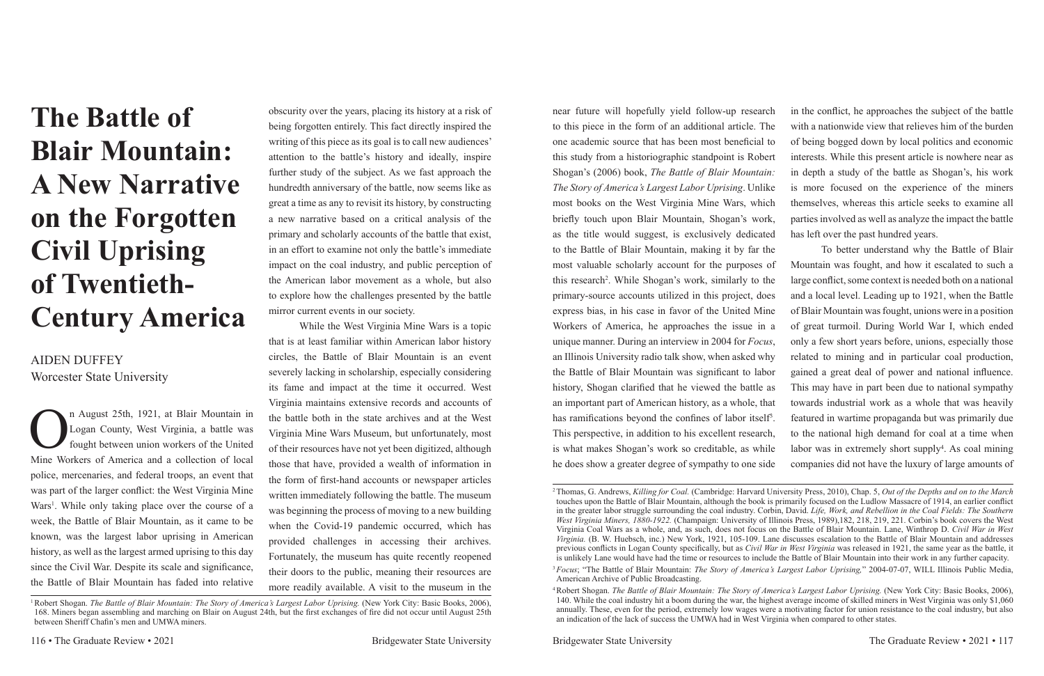# The Battle of Blair Mountain: A New Narrative on the Forgotten Civil Uprising of Twentieth-Century America

AIDEN DUFFEY
Worcester State University

On August 25th, 1921, at Blair Mountain in Logan County, West Virginia, a battle was fought between union workers of the United Mine Workers of America and a collection of local police, mercenaries, and federal troops, an event that was part of the larger conflict: the West Virginia Mine Wars[1]. While only taking place over the course of a week, the Battle of Blair Mountain, as it came to be known, was the largest labor uprising in American history, as well as the largest armed uprising to this day since the Civil War. Despite its scale and significance, the Battle of Blair Mountain has faded into relative obscurity over the years, placing its history at a risk of being forgotten entirely. This fact directly inspired the writing of this piece as its goal is to call new audiences' attention to the battle's history and ideally, inspire further study of the subject. As we fast approach the hundredth anniversary of the battle, now seems like as great a time as any to revisit its history, by constructing a new narrative based on a critical analysis of the primary and scholarly accounts of the battle that exist, in an effort to examine not only the battle's immediate impact on the coal industry, and public perception of the American labor movement as a whole, but also to explore how the challenges presented by the battle mirror current events in our society.

While the West Virginia Mine Wars is a topic that is at least familiar within American labor history circles, the Battle of Blair Mountain is an event severely lacking in scholarship, especially considering its fame and impact at the time it occurred. West Virginia maintains extensive records and accounts of the battle both in the state archives and at the West Virginia Mine Wars Museum, but unfortunately, most of their resources have not yet been digitized, although those that have, provided a wealth of information in the form of first-hand accounts or newspaper articles written immediately following the battle. The museum was beginning the process of moving to a new building when the Covid-19 pandemic occurred, which has provided challenges in accessing their archives. Fortunately, the museum has quite recently reopened their doors to the public, meaning their resources are more readily available. A visit to the museum in the near future will hopefully yield follow-up research to this piece in the form of an additional article. The one academic source that has been most beneficial to this study from a historiographic standpoint is Robert Shogan's (2006) book, *The Battle of Blair Mountain: The Story of America's Largest Labor Uprising*. Unlike most books on the West Virginia Mine Wars, which briefly touch upon Blair Mountain, Shogan's work, as the title would suggest, is exclusively dedicated to the Battle of Blair Mountain, making it by far the most valuable scholarly account for the purposes of this research[2]. While Shogan's work, similarly to the primary-source accounts utilized in this project, does express bias, in his case in favor of the United Mine Workers of America, he approaches the issue in a unique manner. During an interview in 2004 for *Focus*, an Illinois University radio talk show, when asked why the Battle of Blair Mountain was significant to labor history, Shogan clarified that he viewed the battle as an important part of American history, as a whole, that has ramifications beyond the confines of labor itself[3]. This perspective, in addition to his excellent research, is what makes Shogan's work so creditable, as while he does show a greater degree of sympathy to one side in the conflict, he approaches the subject of the battle with a nationwide view that relieves him of the burden of being bogged down by local politics and economic interests. While this present article is nowhere near as in depth a study of the battle as Shogan's, his work is more focused on the experience of the miners themselves, whereas this article seeks to examine all parties involved as well as analyze the impact the battle has left over the past hundred years.

To better understand why the Battle of Blair Mountain was fought, and how it escalated to such a large conflict, some context is needed both on a national and a local level. Leading up to 1921, when the Battle of Blair Mountain was fought, unions were in a position of great turmoil. During World War I, which ended only a few short years before, unions, especially those related to mining and in particular coal production, gained a great deal of power and national influence. This may have in part been due to national sympathy towards industrial work as a whole that was heavily featured in wartime propaganda but was primarily due to the national high demand for coal at a time when labor was in extremely short supply[4]. As coal mining companies did not have the luxury of large amounts of

---

[1] Robert Shogan. *The Battle of Blair Mountain: The Story of America's Largest Labor Uprising.* (New York City: Basic Books, 2006), 168. Miners began assembling and marching on Blair on August 24th, but the first exchanges of fire did not occur until August 25th between Sheriff Chafin's men and UMWA miners.

[2] Thomas, G. Andrews, *Killing for Coal.* (Cambridge: Harvard University Press, 2010), Chap. 5, *Out of the Depths and on to the March* touches upon the Battle of Blair Mountain, although the book is primarily focused on the Ludlow Massacre of 1914, an earlier conflict in the greater labor struggle surrounding the coal industry. Corbin, David. *Life, Work, and Rebellion in the Coal Fields: The Southern West Virginia Miners, 1880-1922.* (Champaign: University of Illinois Press, 1989),182, 218, 219, 221. Corbin's book covers the West Virginia Coal Wars as a whole, and, as such, does not focus on the Battle of Blair Mountain. Lane, Winthrop D. *Civil War in West Virginia.* (B. W. Huebsch, inc.) New York, 1921, 105-109. Lane discusses escalation to the Battle of Blair Mountain and addresses previous conflicts in Logan County specifically, but as *Civil War in West Virginia* was released in 1921, the same year as the battle, it is unlikely Lane would have had the time or resources to include the Battle of Blair Mountain into their work in any further capacity.

[3] *Focus*; "The Battle of Blair Mountain: *The Story of America's Largest Labor Uprising,*" 2004-07-07, WILL Illinois Public Media, American Archive of Public Broadcasting.

[4] Robert Shogan. *The Battle of Blair Mountain: The Story of America's Largest Labor Uprising.* (New York City: Basic Books, 2006), 140. While the coal industry hit a boom during the war, the highest average income of skilled miners in West Virginia was only $1,060 annually. These, even for the period, extremely low wages were a motivating factor for union resistance to the coal industry, but also an indication of the lack of success the UMWA had in West Virginia when compared to other states.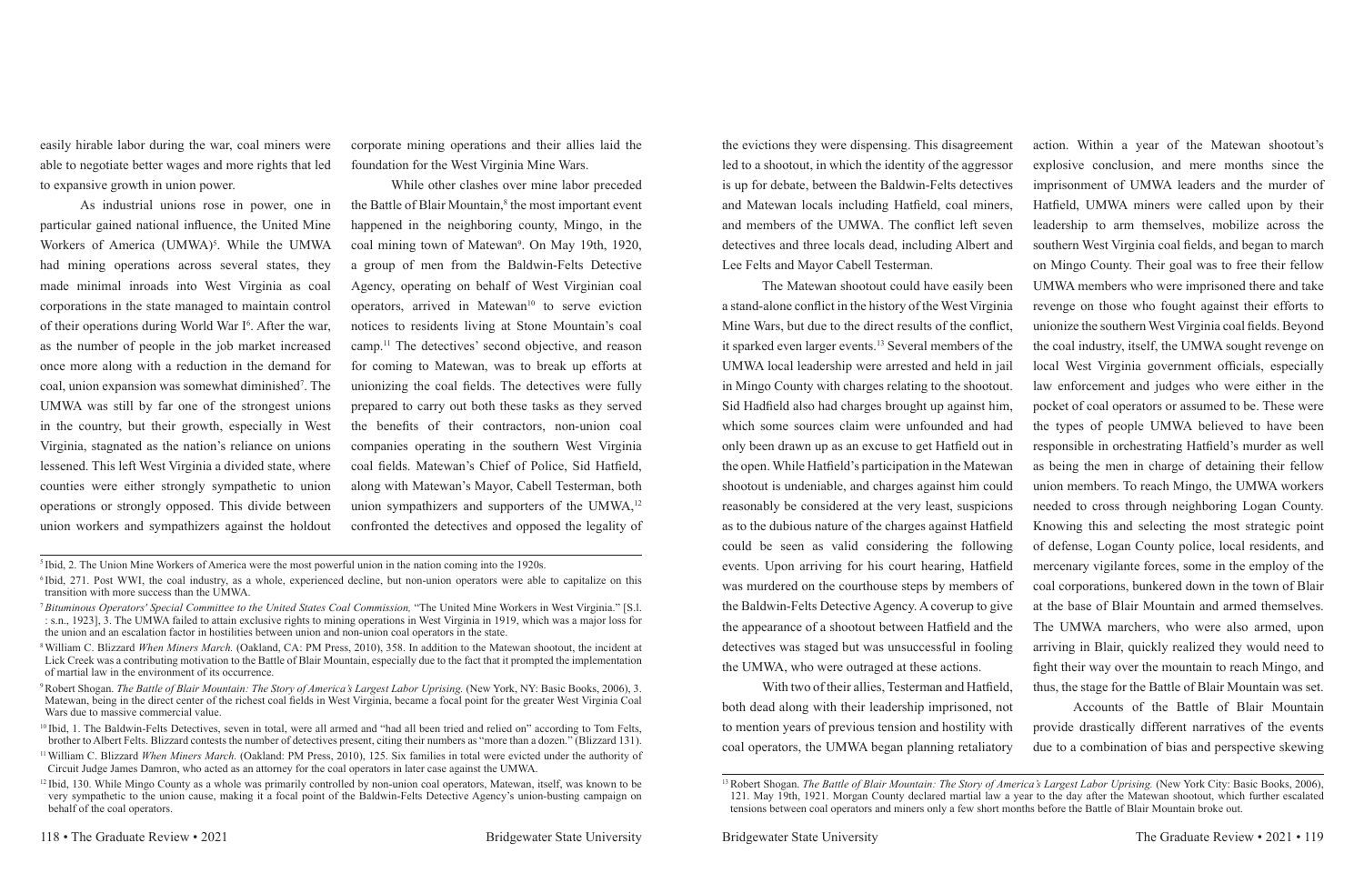easily hirable labor during the war, coal miners were able to negotiate better wages and more rights that led to expansive growth in union power.

As industrial unions rose in power, one in particular gained national influence, the United Mine Workers of America (UMWA)[5]. While the UMWA had mining operations across several states, they made minimal inroads into West Virginia as coal corporations in the state managed to maintain control of their operations during World War I[6]. After the war, as the number of people in the job market increased once more along with a reduction in the demand for coal, union expansion was somewhat diminished[7]. The UMWA was still by far one of the strongest unions in the country, but their growth, especially in West Virginia, stagnated as the nation's reliance on unions lessened. This left West Virginia a divided state, where counties were either strongly sympathetic to union operations or strongly opposed. This divide between union workers and sympathizers against the holdout corporate mining operations and their allies laid the foundation for the West Virginia Mine Wars.

While other clashes over mine labor preceded the Battle of Blair Mountain,[8] the most important event happened in the neighboring county, Mingo, in the coal mining town of Matewan[9]. On May 19th, 1920, a group of men from the Baldwin-Felts Detective Agency, operating on behalf of West Virginian coal operators, arrived in Matewan[10] to serve eviction notices to residents living at Stone Mountain's coal camp.[11] The detectives' second objective, and reason for coming to Matewan, was to break up efforts at unionizing the coal fields. The detectives were fully prepared to carry out both these tasks as they served the benefits of their contractors, non-union coal companies operating in the southern West Virginia coal fields. Matewan's Chief of Police, Sid Hatfield, along with Matewan's Mayor, Cabell Testerman, both union sympathizers and supporters of the UMWA,[12] confronted the detectives and opposed the legality of the evictions they were dispensing. This disagreement led to a shootout, in which the identity of the aggressor is up for debate, between the Baldwin-Felts detectives and Matewan locals including Hatfield, coal miners, and members of the UMWA. The conflict left seven detectives and three locals dead, including Albert and Lee Felts and Mayor Cabell Testerman.

The Matewan shootout could have easily been a stand-alone conflict in the history of the West Virginia Mine Wars, but due to the direct results of the conflict, it sparked even larger events.[13] Several members of the UMWA local leadership were arrested and held in jail in Mingo County with charges relating to the shootout. Sid Hadfield also had charges brought up against him, which some sources claim were unfounded and had only been drawn up as an excuse to get Hatfield out in the open. While Hatfield's participation in the Matewan shootout is undeniable, and charges against him could reasonably be considered at the very least, suspicions as to the dubious nature of the charges against Hatfield could be seen as valid considering the following events. Upon arriving for his court hearing, Hatfield was murdered on the courthouse steps by members of the Baldwin-Felts Detective Agency. A coverup to give the appearance of a shootout between Hatfield and the detectives was staged but was unsuccessful in fooling the UMWA, who were outraged at these actions.

With two of their allies, Testerman and Hatfield, both dead along with their leadership imprisoned, not to mention years of previous tension and hostility with coal operators, the UMWA began planning retaliatory action. Within a year of the Matewan shootout's explosive conclusion, and mere months since the imprisonment of UMWA leaders and the murder of Hatfield, UMWA miners were called upon by their leadership to arm themselves, mobilize across the southern West Virginia coal fields, and began to march on Mingo County. Their goal was to free their fellow UMWA members who were imprisoned there and take revenge on those who fought against their efforts to unionize the southern West Virginia coal fields. Beyond the coal industry, itself, the UMWA sought revenge on local West Virginia government officials, especially law enforcement and judges who were either in the pocket of coal operators or assumed to be. These were the types of people UMWA believed to have been responsible in orchestrating Hatfield's murder as well as being the men in charge of detaining their fellow union members. To reach Mingo, the UMWA workers needed to cross through neighboring Logan County. Knowing this and selecting the most strategic point of defense, Logan County police, local residents, and mercenary vigilante forces, some in the employ of the coal corporations, bunkered down in the town of Blair at the base of Blair Mountain and armed themselves. The UMWA marchers, who were also armed, upon arriving in Blair, quickly realized they would need to fight their way over the mountain to reach Mingo, and thus, the stage for the Battle of Blair Mountain was set.

Accounts of the Battle of Blair Mountain provide drastically different narratives of the events due to a combination of bias and perspective skewing

---

[5] Ibid, 2. The Union Mine Workers of America were the most powerful union in the nation coming into the 1920s.

[6] Ibid, 271. Post WWI, the coal industry, as a whole, experienced decline, but non-union operators were able to capitalize on this transition with more success than the UMWA.

[7] *Bituminous Operators' Special Committee to the United States Coal Commission,* "The United Mine Workers in West Virginia." [S.l. : s.n., 1923], 3. The UMWA failed to attain exclusive rights to mining operations in West Virginia in 1919, which was a major loss for the union and an escalation factor in hostilities between union and non-union coal operators in the state.

[8] William C. Blizzard *When Miners March.* (Oakland, CA: PM Press, 2010), 358. In addition to the Matewan shootout, the incident at Lick Creek was a contributing motivation to the Battle of Blair Mountain, especially due to the fact that it prompted the implementation of martial law in the environment of its occurrence.

[9] Robert Shogan. *The Battle of Blair Mountain: The Story of America's Largest Labor Uprising.* (New York, NY: Basic Books, 2006), 3. Matewan, being in the direct center of the richest coal fields in West Virginia, became a focal point for the greater West Virginia Coal Wars due to massive commercial value.

[10] Ibid, 1. The Baldwin-Felts Detectives, seven in total, were all armed and "had all been tried and relied on" according to Tom Felts, brother to Albert Felts. Blizzard contests the number of detectives present, citing their numbers as "more than a dozen." (Blizzard 131).

[11] William C. Blizzard *When Miners March.* (Oakland: PM Press, 2010), 125. Six families in total were evicted under the authority of Circuit Judge James Damron, who acted as an attorney for the coal operators in later case against the UMWA.

[12] Ibid, 130. While Mingo County as a whole was primarily controlled by non-union coal operators, Matewan, itself, was known to be very sympathetic to the union cause, making it a focal point of the Baldwin-Felts Detective Agency's union-busting campaign on behalf of the coal operators.

[13] Robert Shogan. *The Battle of Blair Mountain: The Story of America's Largest Labor Uprising.* (New York City: Basic Books, 2006), 121. May 19th, 1921. Morgan County declared martial law a year to the day after the Matewan shootout, which further escalated tensions between coal operators and miners only a few short months before the Battle of Blair Mountain broke out.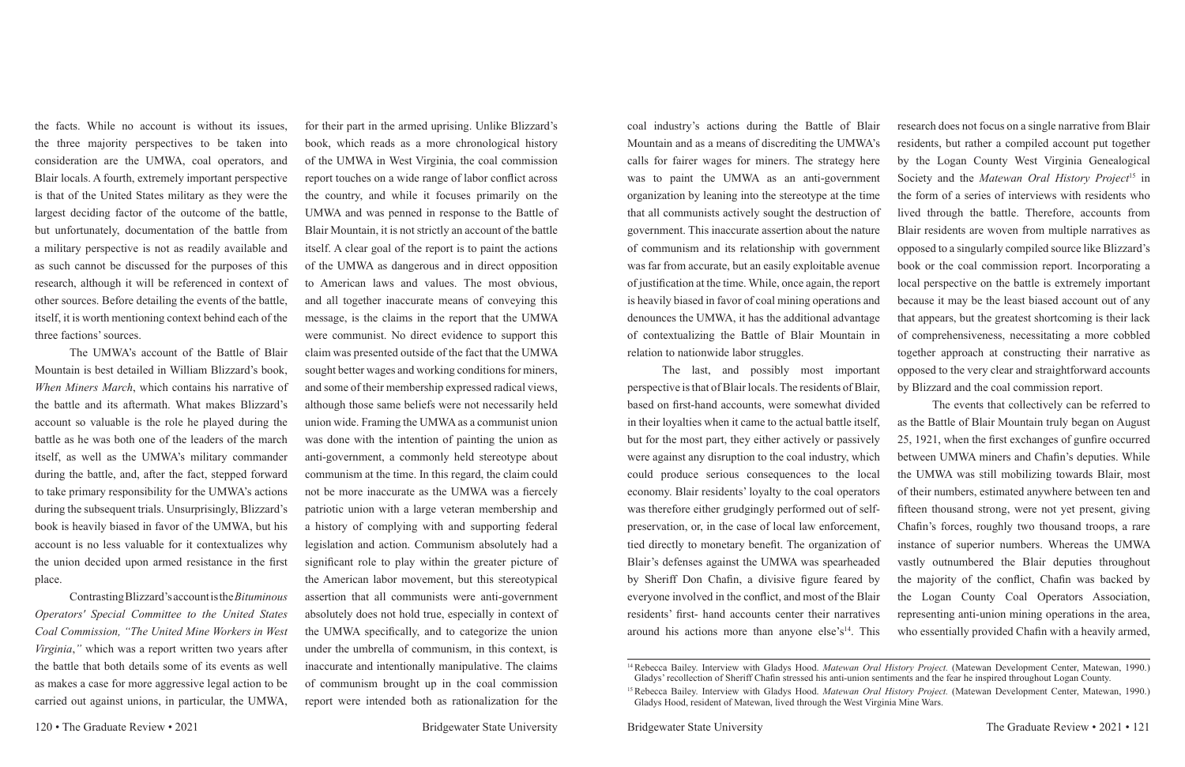the facts. While no account is without its issues, the three majority perspectives to be taken into consideration are the UMWA, coal operators, and Blair locals. A fourth, extremely important perspective is that of the United States military as they were the largest deciding factor of the outcome of the battle, but unfortunately, documentation of the battle from a military perspective is not as readily available and as such cannot be discussed for the purposes of this research, although it will be referenced in context of other sources. Before detailing the events of the battle, itself, it is worth mentioning context behind each of the three factions' sources.

The UMWA's account of the Battle of Blair Mountain is best detailed in William Blizzard's book, *When Miners March*, which contains his narrative of the battle and its aftermath. What makes Blizzard's account so valuable is the role he played during the battle as he was both one of the leaders of the march itself, as well as the UMWA's military commander during the battle, and, after the fact, stepped forward to take primary responsibility for the UMWA's actions during the subsequent trials. Unsurprisingly, Blizzard's book is heavily biased in favor of the UMWA, but his account is no less valuable for it contextualizes why the union decided upon armed resistance in the first place.

Contrasting Blizzard's account is the *Bituminous Operators' Special Committee to the United States Coal Commission, "The United Mine Workers in West Virginia*,*"* which was a report written two years after the battle that both details some of its events as well as makes a case for more aggressive legal action to be carried out against unions, in particular, the UMWA, for their part in the armed uprising. Unlike Blizzard's book, which reads as a more chronological history of the UMWA in West Virginia, the coal commission report touches on a wide range of labor conflict across the country, and while it focuses primarily on the UMWA and was penned in response to the Battle of Blair Mountain, it is not strictly an account of the battle itself. A clear goal of the report is to paint the actions of the UMWA as dangerous and in direct opposition to American laws and values. The most obvious, and all together inaccurate means of conveying this message, is the claims in the report that the UMWA were communist. No direct evidence to support this claim was presented outside of the fact that the UMWA sought better wages and working conditions for miners, and some of their membership expressed radical views, although those same beliefs were not necessarily held union wide. Framing the UMWA as a communist union was done with the intention of painting the union as anti-government, a commonly held stereotype about communism at the time. In this regard, the claim could not be more inaccurate as the UMWA was a fiercely patriotic union with a large veteran membership and a history of complying with and supporting federal legislation and action. Communism absolutely had a significant role to play within the greater picture of the American labor movement, but this stereotypical assertion that all communists were anti-government absolutely does not hold true, especially in context of the UMWA specifically, and to categorize the union under the umbrella of communism, in this context, is inaccurate and intentionally manipulative. The claims of communism brought up in the coal commission report were intended both as rationalization for the coal industry's actions during the Battle of Blair Mountain and as a means of discrediting the UMWA's calls for fairer wages for miners. The strategy here was to paint the UMWA as an anti-government organization by leaning into the stereotype at the time that all communists actively sought the destruction of government. This inaccurate assertion about the nature of communism and its relationship with government was far from accurate, but an easily exploitable avenue of justification at the time. While, once again, the report is heavily biased in favor of coal mining operations and denounces the UMWA, it has the additional advantage of contextualizing the Battle of Blair Mountain in relation to nationwide labor struggles.

The last, and possibly most important perspective is that of Blair locals. The residents of Blair, based on first-hand accounts, were somewhat divided in their loyalties when it came to the actual battle itself, but for the most part, they either actively or passively were against any disruption to the coal industry, which could produce serious consequences to the local economy. Blair residents' loyalty to the coal operators was therefore either grudgingly performed out of self-preservation, or, in the case of local law enforcement, tied directly to monetary benefit. The organization of Blair's defenses against the UMWA was spearheaded by Sheriff Don Chafin, a divisive figure feared by everyone involved in the conflict, and most of the Blair residents' first- hand accounts center their narratives around his actions more than anyone else's[14]. This research does not focus on a single narrative from Blair residents, but rather a compiled account put together by the Logan County West Virginia Genealogical Society and the *Matewan Oral History Project*[15] in the form of a series of interviews with residents who lived through the battle. Therefore, accounts from Blair residents are woven from multiple narratives as opposed to a singularly compiled source like Blizzard's book or the coal commission report. Incorporating a local perspective on the battle is extremely important because it may be the least biased account out of any that appears, but the greatest shortcoming is their lack of comprehensiveness, necessitating a more cobbled together approach at constructing their narrative as opposed to the very clear and straightforward accounts by Blizzard and the coal commission report.

The events that collectively can be referred to as the Battle of Blair Mountain truly began on August 25, 1921, when the first exchanges of gunfire occurred between UMWA miners and Chafin's deputies. While the UMWA was still mobilizing towards Blair, most of their numbers, estimated anywhere between ten and fifteen thousand strong, were not yet present, giving Chafin's forces, roughly two thousand troops, a rare instance of superior numbers. Whereas the UMWA vastly outnumbered the Blair deputies throughout the majority of the conflict, Chafin was backed by the Logan County Coal Operators Association, representing anti-union mining operations in the area, who essentially provided Chafin with a heavily armed,

[14] Rebecca Bailey. Interview with Gladys Hood. *Matewan Oral History Project.* (Matewan Development Center, Matewan, 1990.) Gladys' recollection of Sheriff Chafin stressed his anti-union sentiments and the fear he inspired throughout Logan County.

[15] Rebecca Bailey. Interview with Gladys Hood. *Matewan Oral History Project.* (Matewan Development Center, Matewan, 1990.) Gladys Hood, resident of Matewan, lived through the West Virginia Mine Wars.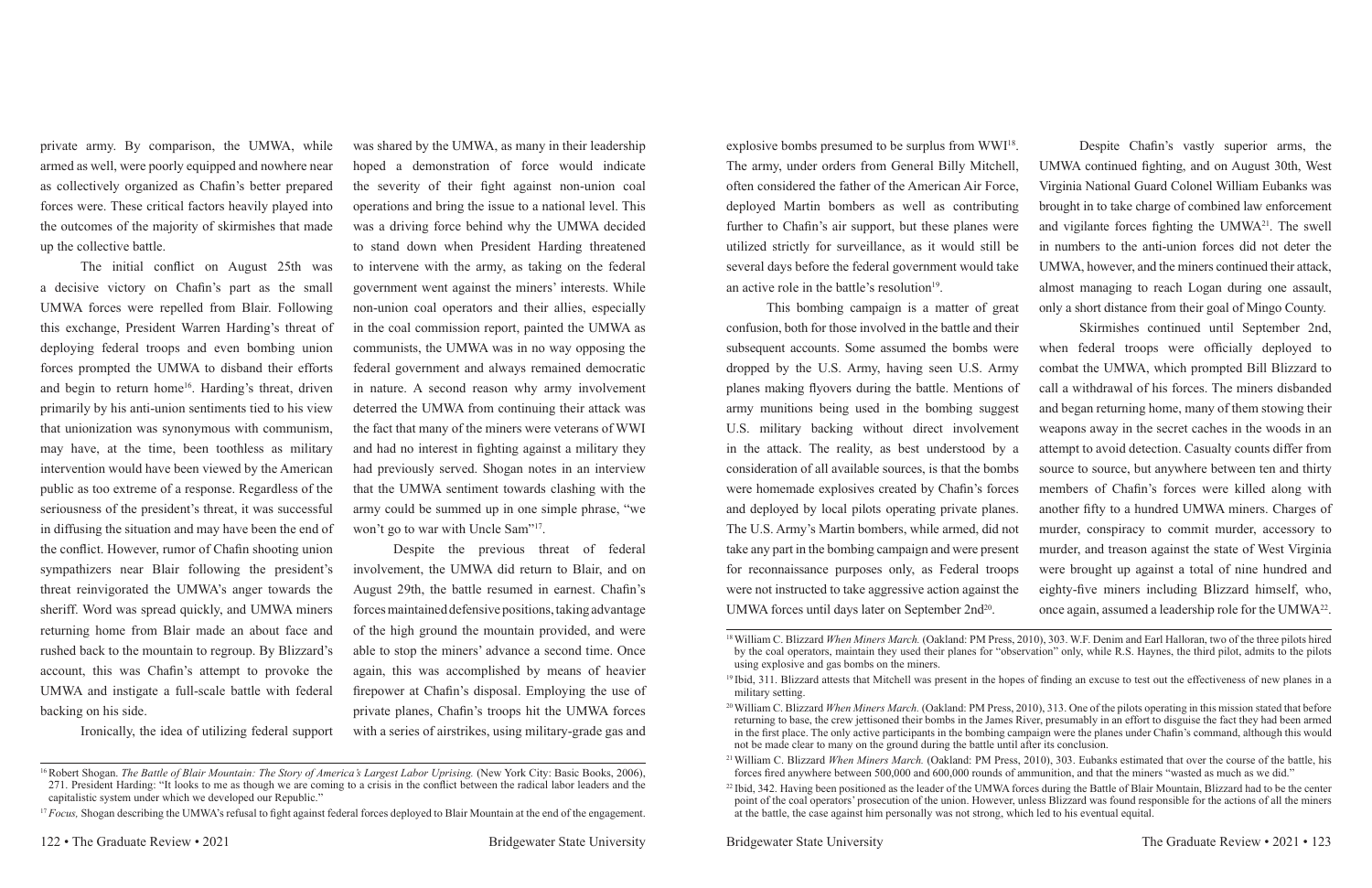private army. By comparison, the UMWA, while armed as well, were poorly equipped and nowhere near as collectively organized as Chafin's better prepared forces were. These critical factors heavily played into the outcomes of the majority of skirmishes that made up the collective battle.

The initial conflict on August 25th was a decisive victory on Chafin's part as the small UMWA forces were repelled from Blair. Following this exchange, President Warren Harding's threat of deploying federal troops and even bombing union forces prompted the UMWA to disband their efforts and begin to return home[16]. Harding's threat, driven primarily by his anti-union sentiments tied to his view that unionization was synonymous with communism, may have, at the time, been toothless as military intervention would have been viewed by the American public as too extreme of a response. Regardless of the seriousness of the president's threat, it was successful in diffusing the situation and may have been the end of the conflict. However, rumor of Chafin shooting union sympathizers near Blair following the president's threat reinvigorated the UMWA's anger towards the sheriff. Word was spread quickly, and UMWA miners returning home from Blair made an about face and rushed back to the mountain to regroup. By Blizzard's account, this was Chafin's attempt to provoke the UMWA and instigate a full-scale battle with federal backing on his side.

Ironically, the idea of utilizing federal support was shared by the UMWA, as many in their leadership hoped a demonstration of force would indicate the severity of their fight against non-union coal operations and bring the issue to a national level. This was a driving force behind why the UMWA decided to stand down when President Harding threatened to intervene with the army, as taking on the federal government went against the miners' interests. While non-union coal operators and their allies, especially in the coal commission report, painted the UMWA as communists, the UMWA was in no way opposing the federal government and always remained democratic in nature. A second reason why army involvement deterred the UMWA from continuing their attack was the fact that many of the miners were veterans of WWI and had no interest in fighting against a military they had previously served. Shogan notes in an interview that the UMWA sentiment towards clashing with the army could be summed up in one simple phrase, "we won't go to war with Uncle Sam"[17].

Despite the previous threat of federal involvement, the UMWA did return to Blair, and on August 29th, the battle resumed in earnest. Chafin's forces maintained defensive positions, taking advantage of the high ground the mountain provided, and were able to stop the miners' advance a second time. Once again, this was accomplished by means of heavier firepower at Chafin's disposal. Employing the use of private planes, Chafin's troops hit the UMWA forces with a series of airstrikes, using military-grade gas and explosive bombs presumed to be surplus from WWI[18]. The army, under orders from General Billy Mitchell, often considered the father of the American Air Force, deployed Martin bombers as well as contributing further to Chafin's air support, but these planes were utilized strictly for surveillance, as it would still be several days before the federal government would take an active role in the battle's resolution[19].

This bombing campaign is a matter of great confusion, both for those involved in the battle and their subsequent accounts. Some assumed the bombs were dropped by the U.S. Army, having seen U.S. Army planes making flyovers during the battle. Mentions of army munitions being used in the bombing suggest U.S. military backing without direct involvement in the attack. The reality, as best understood by a consideration of all available sources, is that the bombs were homemade explosives created by Chafin's forces and deployed by local pilots operating private planes. The U.S. Army's Martin bombers, while armed, did not take any part in the bombing campaign and were present for reconnaissance purposes only, as Federal troops were not instructed to take aggressive action against the UMWA forces until days later on September 2nd[20].

Despite Chafin's vastly superior arms, the UMWA continued fighting, and on August 30th, West Virginia National Guard Colonel William Eubanks was brought in to take charge of combined law enforcement and vigilante forces fighting the UMWA[21]. The swell in numbers to the anti-union forces did not deter the UMWA, however, and the miners continued their attack, almost managing to reach Logan during one assault, only a short distance from their goal of Mingo County.

Skirmishes continued until September 2nd, when federal troops were officially deployed to combat the UMWA, which prompted Bill Blizzard to call a withdrawal of his forces. The miners disbanded and began returning home, many of them stowing their weapons away in the secret caches in the woods in an attempt to avoid detection. Casualty counts differ from source to source, but anywhere between ten and thirty members of Chafin's forces were killed along with another fifty to a hundred UMWA miners. Charges of murder, conspiracy to commit murder, accessory to murder, and treason against the state of West Virginia were brought up against a total of nine hundred and eighty-five miners including Blizzard himself, who, once again, assumed a leadership role for the UMWA[22].

---

[16] Robert Shogan. *The Battle of Blair Mountain: The Story of America's Largest Labor Uprising.* (New York City: Basic Books, 2006), 271. President Harding: "It looks to me as though we are coming to a crisis in the conflict between the radical labor leaders and the capitalistic system under which we developed our Republic."

[17] *Focus,* Shogan describing the UMWA's refusal to fight against federal forces deployed to Blair Mountain at the end of the engagement.

[18] William C. Blizzard *When Miners March.* (Oakland: PM Press, 2010), 303. W.F. Denim and Earl Halloran, two of the three pilots hired by the coal operators, maintain they used their planes for "observation" only, while R.S. Haynes, the third pilot, admits to the pilots using explosive and gas bombs on the miners.

[19] Ibid, 311. Blizzard attests that Mitchell was present in the hopes of finding an excuse to test out the effectiveness of new planes in a military setting.

[20] William C. Blizzard *When Miners March.* (Oakland: PM Press, 2010), 313. One of the pilots operating in this mission stated that before returning to base, the crew jettisoned their bombs in the James River, presumably in an effort to disguise the fact they had been armed in the first place. The only active participants in the bombing campaign were the planes under Chafin's command, although this would not be made clear to many on the ground during the battle until after its conclusion.

[21] William C. Blizzard *When Miners March.* (Oakland: PM Press, 2010), 303. Eubanks estimated that over the course of the battle, his forces fired anywhere between 500,000 and 600,000 rounds of ammunition, and that the miners "wasted as much as we did."

[22] Ibid, 342. Having been positioned as the leader of the UMWA forces during the Battle of Blair Mountain, Blizzard had to be the center point of the coal operators' prosecution of the union. However, unless Blizzard was found responsible for the actions of all the miners at the battle, the case against him personally was not strong, which led to his eventual equital.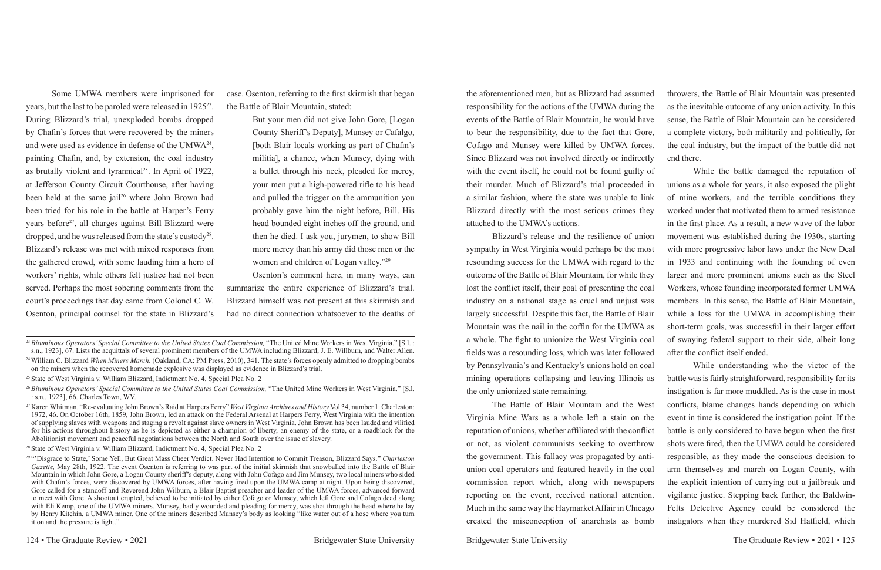Some UMWA members were imprisoned for years, but the last to be paroled were released in 1925[23]. During Blizzard's trial, unexploded bombs dropped by Chafin's forces that were recovered by the miners and were used as evidence in defense of the UMWA[24], painting Chafin, and, by extension, the coal industry as brutally violent and tyrannical[25]. In April of 1922, at Jefferson County Circuit Courthouse, after having been held at the same jail[26] where John Brown had been tried for his role in the battle at Harper's Ferry years before[27], all charges against Bill Blizzard were dropped, and he was released from the state's custody[28]. Blizzard's release was met with mixed responses from the gathered crowd, with some lauding him a hero of workers' rights, while others felt justice had not been served. Perhaps the most sobering comments from the court's proceedings that day came from Colonel C. W. Osenton, principal counsel for the state in Blizzard's case. Osenton, referring to the first skirmish that began the Battle of Blair Mountain, stated:

> But your men did not give John Gore, [Logan County Sheriff's Deputy], Munsey or Cafalgo, [both Blair locals working as part of Chafin's militia], a chance, when Munsey, dying with a bullet through his neck, pleaded for mercy, your men put a high-powered rifle to his head and pulled the trigger on the ammunition you probably gave him the night before, Bill. His head bounded eight inches off the ground, and then he died. I ask you, jurymen, to show Bill more mercy than his army did those men or the women and children of Logan valley."[29]

Osenton's comment here, in many ways, can summarize the entire experience of Blizzard's trial. Blizzard himself was not present at this skirmish and had no direct connection whatsoever to the deaths of the aforementioned men, but as Blizzard had assumed responsibility for the actions of the UMWA during the events of the Battle of Blair Mountain, he would have to bear the responsibility, due to the fact that Gore, Cofago and Munsey were killed by UMWA forces. Since Blizzard was not involved directly or indirectly with the event itself, he could not be found guilty of their murder. Much of Blizzard's trial proceeded in a similar fashion, where the state was unable to link Blizzard directly with the most serious crimes they attached to the UMWA's actions.

Blizzard's release and the resilience of union sympathy in West Virginia would perhaps be the most resounding success for the UMWA with regard to the outcome of the Battle of Blair Mountain, for while they lost the conflict itself, their goal of presenting the coal industry on a national stage as cruel and unjust was largely successful. Despite this fact, the Battle of Blair Mountain was the nail in the coffin for the UMWA as a whole. The fight to unionize the West Virginia coal fields was a resounding loss, which was later followed by Pennsylvania's and Kentucky's unions hold on coal mining operations collapsing and leaving Illinois as the only unionized state remaining.

The Battle of Blair Mountain and the West Virginia Mine Wars as a whole left a stain on the reputation of unions, whether affiliated with the conflict or not, as violent communists seeking to overthrow the government. This fallacy was propagated by anti-union coal operators and featured heavily in the coal commission report which, along with newspapers reporting on the event, received national attention. Much in the same way the Haymarket Affair in Chicago created the misconception of anarchists as bomb throwers, the Battle of Blair Mountain was presented as the inevitable outcome of any union activity. In this sense, the Battle of Blair Mountain can be considered a complete victory, both militarily and politically, for the coal industry, but the impact of the battle did not end there.

While the battle damaged the reputation of unions as a whole for years, it also exposed the plight of mine workers, and the terrible conditions they worked under that motivated them to armed resistance in the first place. As a result, a new wave of the labor movement was established during the 1930s, starting with more progressive labor laws under the New Deal in 1933 and continuing with the founding of even larger and more prominent unions such as the Steel Workers, whose founding incorporated former UMWA members. In this sense, the Battle of Blair Mountain, while a loss for the UMWA in accomplishing their short-term goals, was successful in their larger effort of swaying federal support to their side, albeit long after the conflict itself ended.

While understanding who the victor of the battle was is fairly straightforward, responsibility for its instigation is far more muddled. As is the case in most conflicts, blame changes hands depending on which event in time is considered the instigation point. If the battle is only considered to have begun when the first shots were fired, then the UMWA could be considered responsible, as they made the conscious decision to arm themselves and march on Logan County, with the explicit intention of carrying out a jailbreak and vigilante justice. Stepping back further, the Baldwin-Felts Detective Agency could be considered the instigators when they murdered Sid Hatfield, which

---

[23] *Bituminous Operators' Special Committee to the United States Coal Commission,* "The United Mine Workers in West Virginia." [S.l. : s.n., 1923], 67. Lists the acquittals of several prominent members of the UMWA including Blizzard, J. E. Willburn, and Walter Allen.

[24] William C. Blizzard *When Miners March.* (Oakland, CA: PM Press, 2010), 341. The state's forces openly admitted to dropping bombs on the miners when the recovered homemade explosive was displayed as evidence in Blizzard's trial.

[25] State of West Virginia v. William Blizzard, Indictment No. 4, Special Plea No. 2

[26] *Bituminous Operators' Special Committee to the United States Coal Commission,* "The United Mine Workers in West Virginia." [S.l. : s.n., 1923], 66. Charles Town, WV.

[27] Karen Whitman. "Re-evaluating John Brown's Raid at Harpers Ferry" *West Virginia Archives and History* Vol 34, number 1. Charleston: 1972, 46. On October 16th, 1859, John Brown, led an attack on the Federal Arsenal at Harpers Ferry, West Virginia with the intention of supplying slaves with weapons and staging a revolt against slave owners in West Virginia. John Brown has been lauded and vilified for his actions throughout history as he is depicted as either a champion of liberty, an enemy of the state, or a roadblock for the Abolitionist movement and peaceful negotiations between the North and South over the issue of slavery.

[28] State of West Virginia v. William Blizzard, Indictment No. 4, Special Plea No. 2

[29] "'Disgrace to State,' Some Yell, But Great Mass Cheer Verdict. Never Had Intention to Commit Treason, Blizzard Says." *Charleston Gazette,* May 28th, 1922. The event Osenton is referring to was part of the initial skirmish that snowballed into the Battle of Blair Mountain in which John Gore, a Logan County sheriff's deputy, along with John Cofago and Jim Munsey, two local miners who sided with Chafin's forces, were discovered by UMWA forces, after having fired upon the UMWA camp at night. Upon being discovered, Gore called for a standoff and Reverend John Wilburn, a Blair Baptist preacher and leader of the UMWA forces, advanced forward to meet with Gore. A shootout erupted, believed to be initiated by either Cofago or Munsey, which left Gore and Cofago dead along with Eli Kemp, one of the UMWA miners. Munsey, badly wounded and pleading for mercy, was shot through the head where he lay by Henry Kitchin, a UMWA miner. One of the miners described Munsey's body as looking "like water out of a hose where you turn it on and the pressure is light."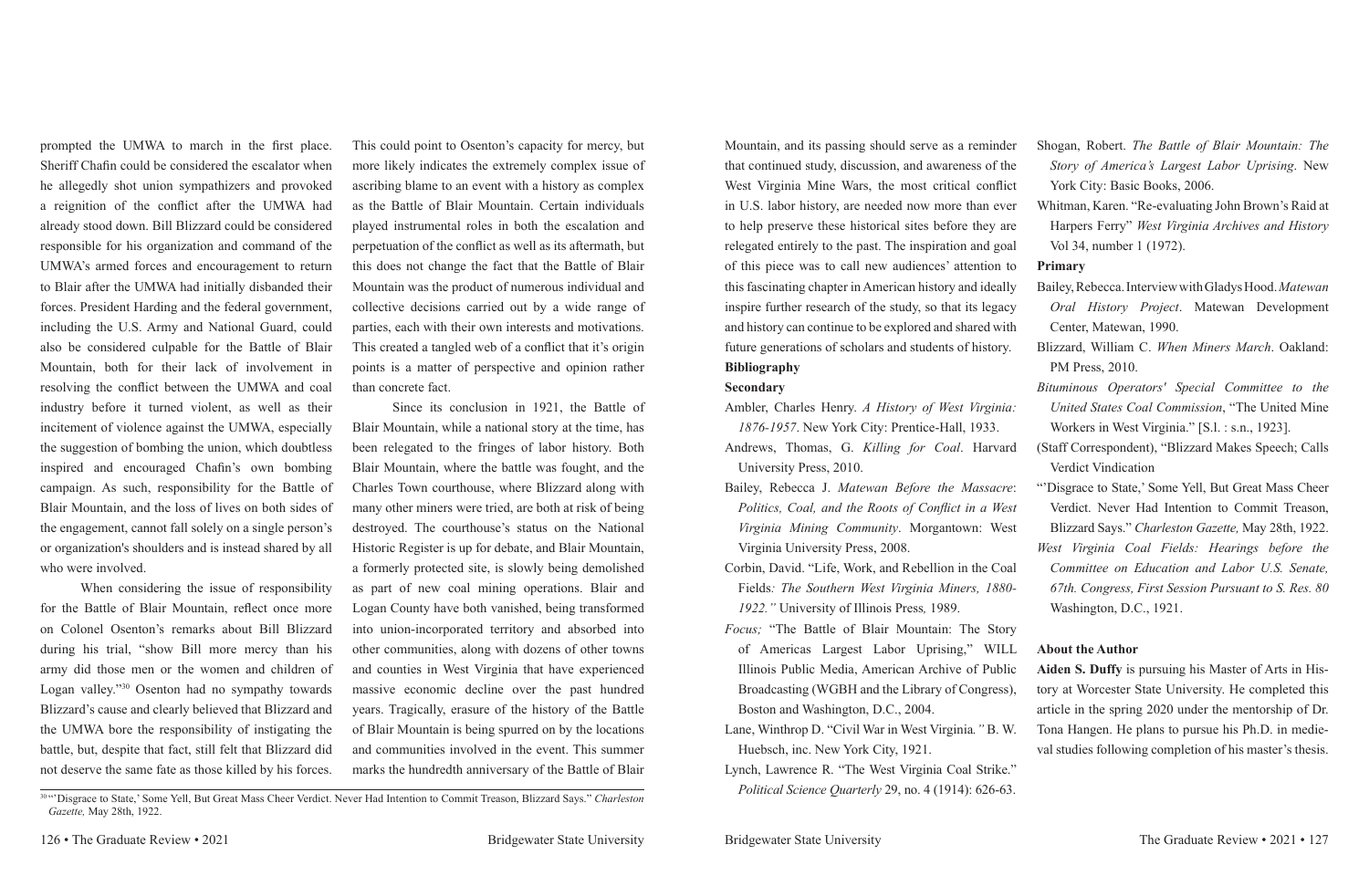prompted the UMWA to march in the first place. Sheriff Chafin could be considered the escalator when he allegedly shot union sympathizers and provoked a reignition of the conflict after the UMWA had already stood down. Bill Blizzard could be considered responsible for his organization and command of the UMWA's armed forces and encouragement to return to Blair after the UMWA had initially disbanded their forces. President Harding and the federal government, including the U.S. Army and National Guard, could also be considered culpable for the Battle of Blair Mountain, both for their lack of involvement in resolving the conflict between the UMWA and coal industry before it turned violent, as well as their incitement of violence against the UMWA, especially the suggestion of bombing the union, which doubtless inspired and encouraged Chafin's own bombing campaign. As such, responsibility for the Battle of Blair Mountain, and the loss of lives on both sides of the engagement, cannot fall solely on a single person's or organization's shoulders and is instead shared by all who were involved.

When considering the issue of responsibility for the Battle of Blair Mountain, reflect once more on Colonel Osenton's remarks about Bill Blizzard during his trial, "show Bill more mercy than his army did those men or the women and children of Logan valley."[30] Osenton had no sympathy towards Blizzard's cause and clearly believed that Blizzard and the UMWA bore the responsibility of instigating the battle, but, despite that fact, still felt that Blizzard did not deserve the same fate as those killed by his forces. This could point to Osenton's capacity for mercy, but more likely indicates the extremely complex issue of ascribing blame to an event with a history as complex as the Battle of Blair Mountain. Certain individuals played instrumental roles in both the escalation and perpetuation of the conflict as well as its aftermath, but this does not change the fact that the Battle of Blair Mountain was the product of numerous individual and collective decisions carried out by a wide range of parties, each with their own interests and motivations. This created a tangled web of a conflict that it's origin points is a matter of perspective and opinion rather than concrete fact.

Since its conclusion in 1921, the Battle of Blair Mountain, while a national story at the time, has been relegated to the fringes of labor history. Both Blair Mountain, where the battle was fought, and the Charles Town courthouse, where Blizzard along with many other miners were tried, are both at risk of being destroyed. The courthouse's status on the National Historic Register is up for debate, and Blair Mountain, a formerly protected site, is slowly being demolished as part of new coal mining operations. Blair and Logan County have both vanished, being transformed into union-incorporated territory and absorbed into other communities, along with dozens of other towns and counties in West Virginia that have experienced massive economic decline over the past hundred years. Tragically, erasure of the history of the Battle of Blair Mountain is being spurred on by the locations and communities involved in the event. This summer marks the hundredth anniversary of the Battle of Blair Mountain, and its passing should serve as a reminder that continued study, discussion, and awareness of the West Virginia Mine Wars, the most critical conflict in U.S. labor history, are needed now more than ever to help preserve these historical sites before they are relegated entirely to the past. The inspiration and goal of this piece was to call new audiences' attention to this fascinating chapter in American history and ideally inspire further research of the study, so that its legacy and history can continue to be explored and shared with future generations of scholars and students of history.

[30] "'Disgrace to State,' Some Yell, But Great Mass Cheer Verdict. Never Had Intention to Commit Treason, Blizzard Says." *Charleston Gazette,* May 28th, 1922.

## Bibliography

### Secondary

Ambler, Charles Henry. *A History of West Virginia: 1876-1957*. New York City: Prentice-Hall, 1933.

Andrews, Thomas, G. *Killing for Coal*. Harvard University Press, 2010.

Bailey, Rebecca J. *Matewan Before the Massacre*: *Politics, Coal, and the Roots of Conflict in a West Virginia Mining Community*. Morgantown: West Virginia University Press, 2008.

Corbin, David. "Life, Work, and Rebellion in the Coal Fields*: The Southern West Virginia Miners, 1880-1922."* University of Illinois Press*,* 1989.

*Focus;* "The Battle of Blair Mountain: The Story of Americas Largest Labor Uprising," WILL Illinois Public Media, American Archive of Public Broadcasting (WGBH and the Library of Congress), Boston and Washington, D.C., 2004.

Lane, Winthrop D. "Civil War in West Virginia*."* B. W. Huebsch, inc. New York City, 1921.

Lynch, Lawrence R. "The West Virginia Coal Strike." *Political Science Quarterly* 29, no. 4 (1914): 626-63.

Shogan, Robert. *The Battle of Blair Mountain: The Story of America's Largest Labor Uprising*. New York City: Basic Books, 2006.

Whitman, Karen. "Re-evaluating John Brown's Raid at Harpers Ferry" *West Virginia Archives and History* Vol 34, number 1 (1972).

### Primary

Bailey, Rebecca. Interview with Gladys Hood. *Matewan Oral History Project*. Matewan Development Center, Matewan, 1990.

Blizzard, William C. *When Miners March*. Oakland: PM Press, 2010.

*Bituminous Operators' Special Committee to the United States Coal Commission*, "The United Mine Workers in West Virginia." [S.l. : s.n., 1923].

(Staff Correspondent), "Blizzard Makes Speech; Calls Verdict Vindication

"'Disgrace to State,' Some Yell, But Great Mass Cheer Verdict. Never Had Intention to Commit Treason, Blizzard Says." *Charleston Gazette,* May 28th, 1922.

*West Virginia Coal Fields: Hearings before the Committee on Education and Labor U.S. Senate, 67th. Congress, First Session Pursuant to S. Res. 80* Washington, D.C., 1921.

## About the Author

**Aiden S. Duffy** is pursuing his Master of Arts in History at Worcester State University. He completed this article in the spring 2020 under the mentorship of Dr. Tona Hangen. He plans to pursue his Ph.D. in medieval studies following completion of his master's thesis.